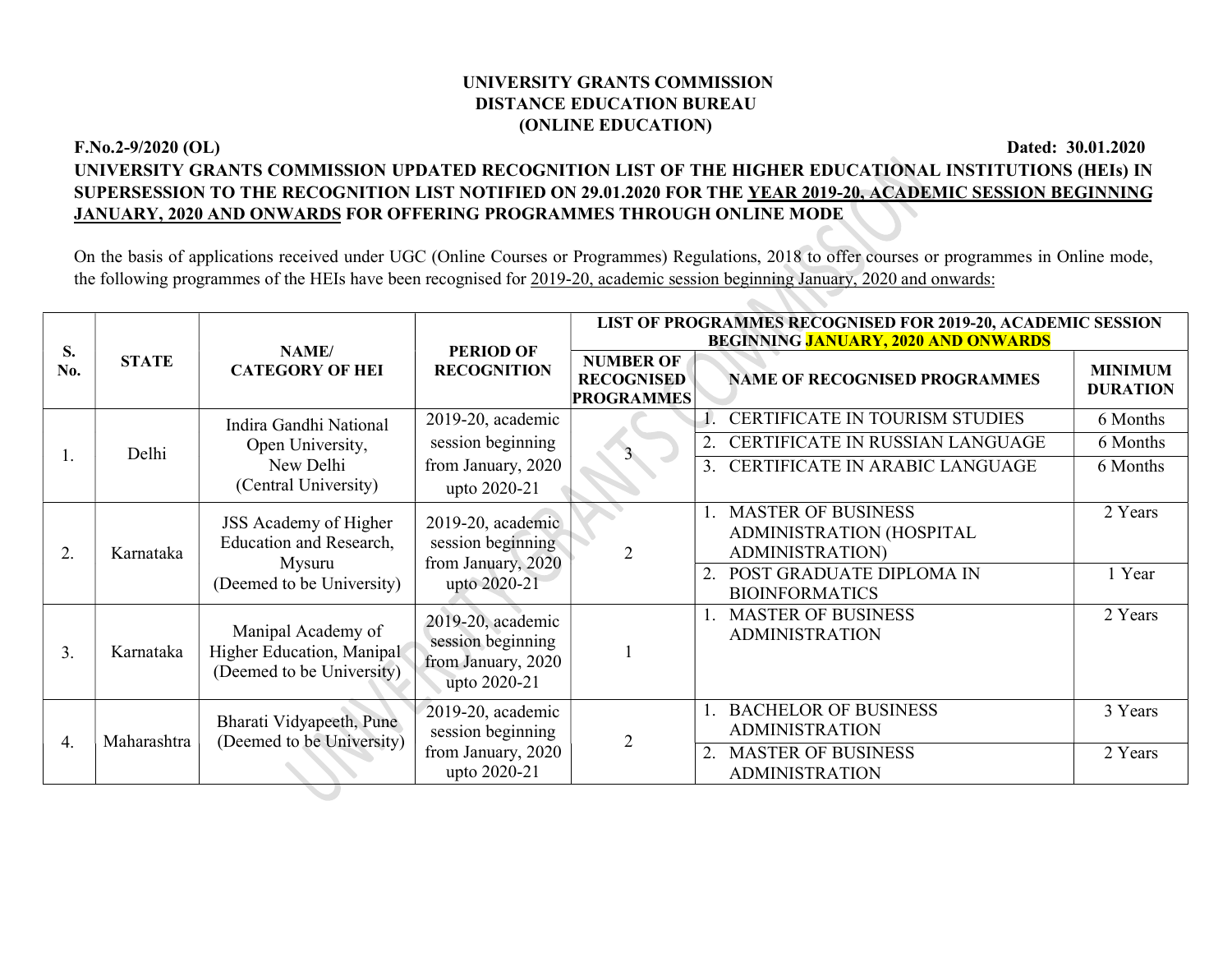**UNIVERSITY GRANTS COMMISSION**
**DISTANCE EDUCATION BUREAU**
**(ONLINE EDUCATION)**

**F.No.2-9/2020 (OL)** **Dated: 30.01.2020**

**UNIVERSITY GRANTS COMMISSION UPDATED RECOGNITION LIST OF THE HIGHER EDUCATIONAL INSTITUTIONS (HEIs) IN SUPERSESSION TO THE RECOGNITION LIST NOTIFIED ON 29.01.2020 FOR THE YEAR 2019-20, ACADEMIC SESSION BEGINNING JANUARY, 2020 AND ONWARDS FOR OFFERING PROGRAMMES THROUGH ONLINE MODE**

On the basis of applications received under UGC (Online Courses or Programmes) Regulations, 2018 to offer courses or programmes in Online mode, the following programmes of the HEIs have been recognised for 2019-20, academic session beginning January, 2020 and onwards:

| S. No. | STATE | NAME/ CATEGORY OF HEI | PERIOD OF RECOGNITION | LIST OF PROGRAMMES RECOGNISED FOR 2019-20, ACADEMIC SESSION BEGINNING JANUARY, 2020 AND ONWARDS | | |
|---|---|---|---|---|---|---|
| | | | | NUMBER OF RECOGNISED PROGRAMMES | NAME OF RECOGNISED PROGRAMMES | MINIMUM DURATION |
| 1. | Delhi | Indira Gandhi National Open University, New Delhi (Central University) | 2019-20, academic session beginning from January, 2020 upto 2020-21 | 3 | 1. CERTIFICATE IN TOURISM STUDIES | 6 Months |
| | | | | | 2. CERTIFICATE IN RUSSIAN LANGUAGE | 6 Months |
| | | | | | 3. CERTIFICATE IN ARABIC LANGUAGE | 6 Months |
| 2. | Karnataka | JSS Academy of Higher Education and Research, Mysuru (Deemed to be University) | 2019-20, academic session beginning from January, 2020 upto 2020-21 | 2 | 1. MASTER OF BUSINESS ADMINISTRATION (HOSPITAL ADMINISTRATION) | 2 Years |
| | | | | | 2. POST GRADUATE DIPLOMA IN BIOINFORMATICS | 1 Year |
| 3. | Karnataka | Manipal Academy of Higher Education, Manipal (Deemed to be University) | 2019-20, academic session beginning from January, 2020 upto 2020-21 | 1 | 1. MASTER OF BUSINESS ADMINISTRATION | 2 Years |
| 4. | Maharashtra | Bharati Vidyapeeth, Pune (Deemed to be University) | 2019-20, academic session beginning from January, 2020 upto 2020-21 | 2 | 1. BACHELOR OF BUSINESS ADMINISTRATION | 3 Years |
| | | | | | 2. MASTER OF BUSINESS ADMINISTRATION | 2 Years |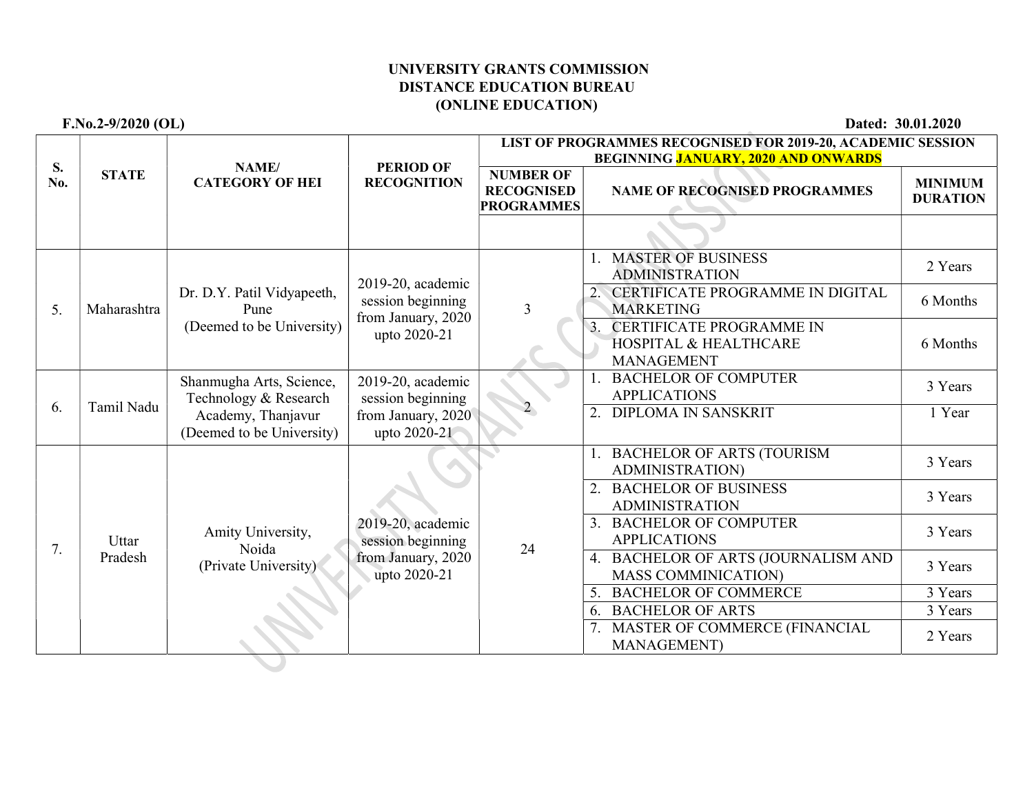**UNIVERSITY GRANTS COMMISSION**
**DISTANCE EDUCATION BUREAU**
**(ONLINE EDUCATION)**

**F.No.2-9/2020 (OL)** **Dated: 30.01.2020**

| S. No. | STATE | NAME/ CATEGORY OF HEI | PERIOD OF RECOGNITION | LIST OF PROGRAMMES RECOGNISED FOR 2019-20, ACADEMIC SESSION BEGINNING JANUARY, 2020 AND ONWARDS | | |
|---|---|---|---|---|---|---|
| | | | | NUMBER OF RECOGNISED PROGRAMMES | NAME OF RECOGNISED PROGRAMMES | MINIMUM DURATION |
| 5. | Maharashtra | Dr. D.Y. Patil Vidyapeeth, Pune (Deemed to be University) | 2019-20, academic session beginning from January, 2020 upto 2020-21 | 3 | 1. MASTER OF BUSINESS ADMINISTRATION | 2 Years |
| | | | | | 2. CERTIFICATE PROGRAMME IN DIGITAL MARKETING | 6 Months |
| | | | | | 3. CERTIFICATE PROGRAMME IN HOSPITAL & HEALTHCARE MANAGEMENT | 6 Months |
| 6. | Tamil Nadu | Shanmugha Arts, Science, Technology & Research Academy, Thanjavur (Deemed to be University) | 2019-20, academic session beginning from January, 2020 upto 2020-21 | 2 | 1. BACHELOR OF COMPUTER APPLICATIONS | 3 Years |
| | | | | | 2. DIPLOMA IN SANSKRIT | 1 Year |
| 7. | Uttar Pradesh | Amity University, Noida (Private University) | 2019-20, academic session beginning from January, 2020 upto 2020-21 | 24 | 1. BACHELOR OF ARTS (TOURISM ADMINISTRATION) | 3 Years |
| | | | | | 2. BACHELOR OF BUSINESS ADMINISTRATION | 3 Years |
| | | | | | 3. BACHELOR OF COMPUTER APPLICATIONS | 3 Years |
| | | | | | 4. BACHELOR OF ARTS (JOURNALISM AND MASS COMMINICATION) | 3 Years |
| | | | | | 5. BACHELOR OF COMMERCE | 3 Years |
| | | | | | 6. BACHELOR OF ARTS | 3 Years |
| | | | | | 7. MASTER OF COMMERCE (FINANCIAL MANAGEMENT) | 2 Years |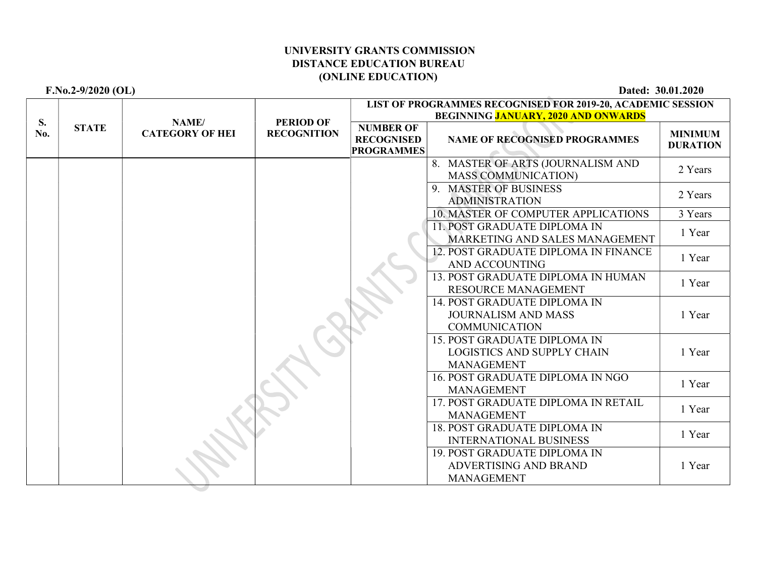**UNIVERSITY GRANTS COMMISSION**
**DISTANCE EDUCATION BUREAU**
**(ONLINE EDUCATION)**

**F.No.2-9/2020 (OL)** **Dated: 30.01.2020**

| S. No. | STATE | NAME/ CATEGORY OF HEI | PERIOD OF RECOGNITION | LIST OF PROGRAMMES RECOGNISED FOR 2019-20, ACADEMIC SESSION BEGINNING JANUARY, 2020 AND ONWARDS | | |
|---|---|---|---|---|---|---|
| | | | | NUMBER OF RECOGNISED PROGRAMMES | NAME OF RECOGNISED PROGRAMMES | MINIMUM DURATION |
| | | | | | 8. MASTER OF ARTS (JOURNALISM AND MASS COMMUNICATION) | 2 Years |
| | | | | | 9. MASTER OF BUSINESS ADMINISTRATION | 2 Years |
| | | | | | 10. MASTER OF COMPUTER APPLICATIONS | 3 Years |
| | | | | | 11. POST GRADUATE DIPLOMA IN MARKETING AND SALES MANAGEMENT | 1 Year |
| | | | | | 12. POST GRADUATE DIPLOMA IN FINANCE AND ACCOUNTING | 1 Year |
| | | | | | 13. POST GRADUATE DIPLOMA IN HUMAN RESOURCE MANAGEMENT | 1 Year |
| | | | | | 14. POST GRADUATE DIPLOMA IN JOURNALISM AND MASS COMMUNICATION | 1 Year |
| | | | | | 15. POST GRADUATE DIPLOMA IN LOGISTICS AND SUPPLY CHAIN MANAGEMENT | 1 Year |
| | | | | | 16. POST GRADUATE DIPLOMA IN NGO MANAGEMENT | 1 Year |
| | | | | | 17. POST GRADUATE DIPLOMA IN RETAIL MANAGEMENT | 1 Year |
| | | | | | 18. POST GRADUATE DIPLOMA IN INTERNATIONAL BUSINESS | 1 Year |
| | | | | | 19. POST GRADUATE DIPLOMA IN ADVERTISING AND BRAND MANAGEMENT | 1 Year |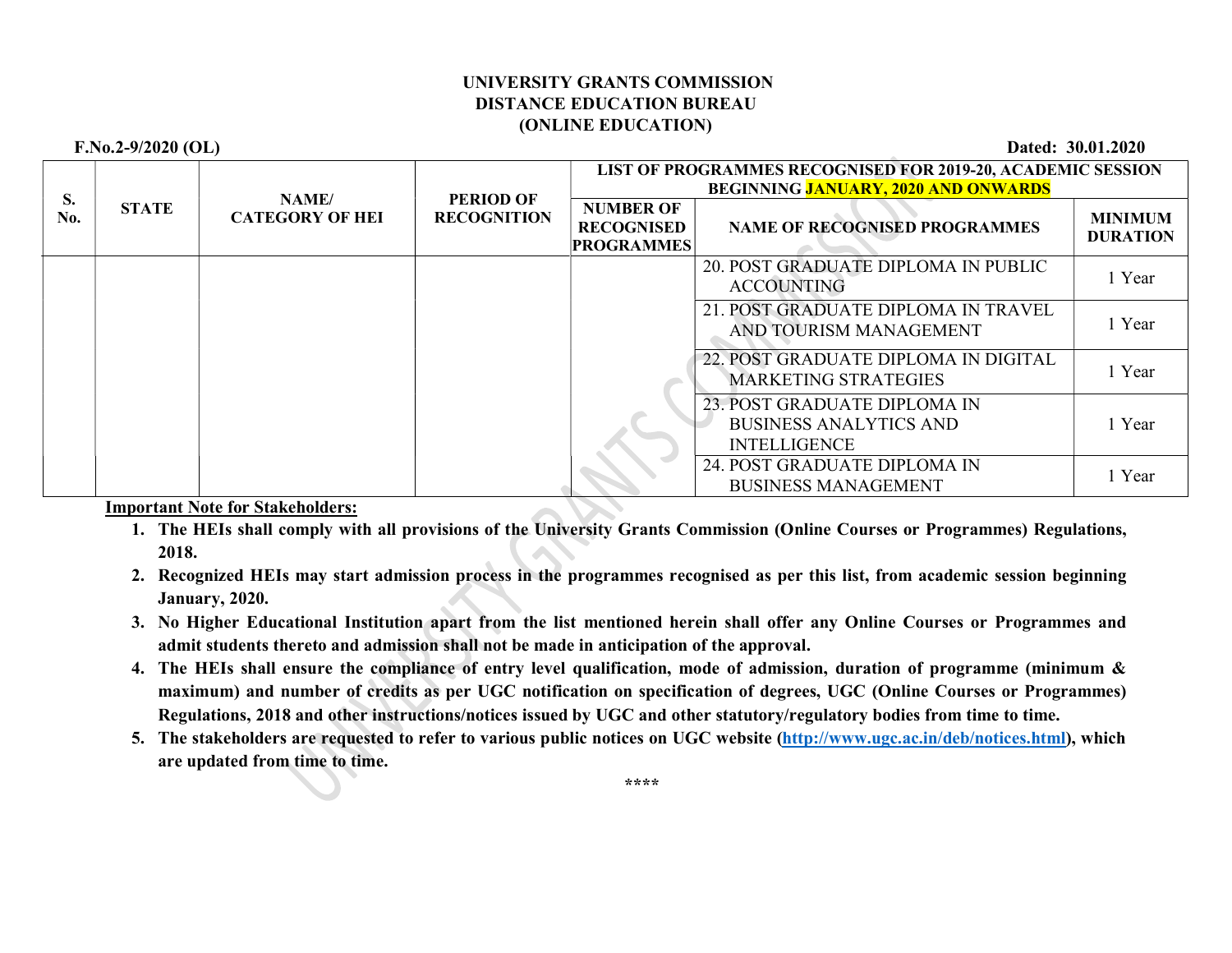**UNIVERSITY GRANTS COMMISSION**
**DISTANCE EDUCATION BUREAU**
**(ONLINE EDUCATION)**

**F.No.2-9/2020 (OL)** **Dated: 30.01.2020**

| S. No. | STATE | NAME/ CATEGORY OF HEI | PERIOD OF RECOGNITION | LIST OF PROGRAMMES RECOGNISED FOR 2019-20, ACADEMIC SESSION BEGINNING JANUARY, 2020 AND ONWARDS | | |
|---|---|---|---|---|---|---|
| | | | | NUMBER OF RECOGNISED PROGRAMMES | NAME OF RECOGNISED PROGRAMMES | MINIMUM DURATION |
| | | | | | 20. POST GRADUATE DIPLOMA IN PUBLIC ACCOUNTING | 1 Year |
| | | | | | 21. POST GRADUATE DIPLOMA IN TRAVEL AND TOURISM MANAGEMENT | 1 Year |
| | | | | | 22. POST GRADUATE DIPLOMA IN DIGITAL MARKETING STRATEGIES | 1 Year |
| | | | | | 23. POST GRADUATE DIPLOMA IN BUSINESS ANALYTICS AND INTELLIGENCE | 1 Year |
| | | | | | 24. POST GRADUATE DIPLOMA IN BUSINESS MANAGEMENT | 1 Year |

**Important Note for Stakeholders:**

1. **The HEIs shall comply with all provisions of the University Grants Commission (Online Courses or Programmes) Regulations, 2018.**
2. **Recognized HEIs may start admission process in the programmes recognised as per this list, from academic session beginning January, 2020.**
3. **No Higher Educational Institution apart from the list mentioned herein shall offer any Online Courses or Programmes and admit students thereto and admission shall not be made in anticipation of the approval.**
4. **The HEIs shall ensure the compliance of entry level qualification, mode of admission, duration of programme (minimum & maximum) and number of credits as per UGC notification on specification of degrees, UGC (Online Courses or Programmes) Regulations, 2018 and other instructions/notices issued by UGC and other statutory/regulatory bodies from time to time.**
5. **The stakeholders are requested to refer to various public notices on UGC website (http://www.ugc.ac.in/deb/notices.html), which are updated from time to time.**

****